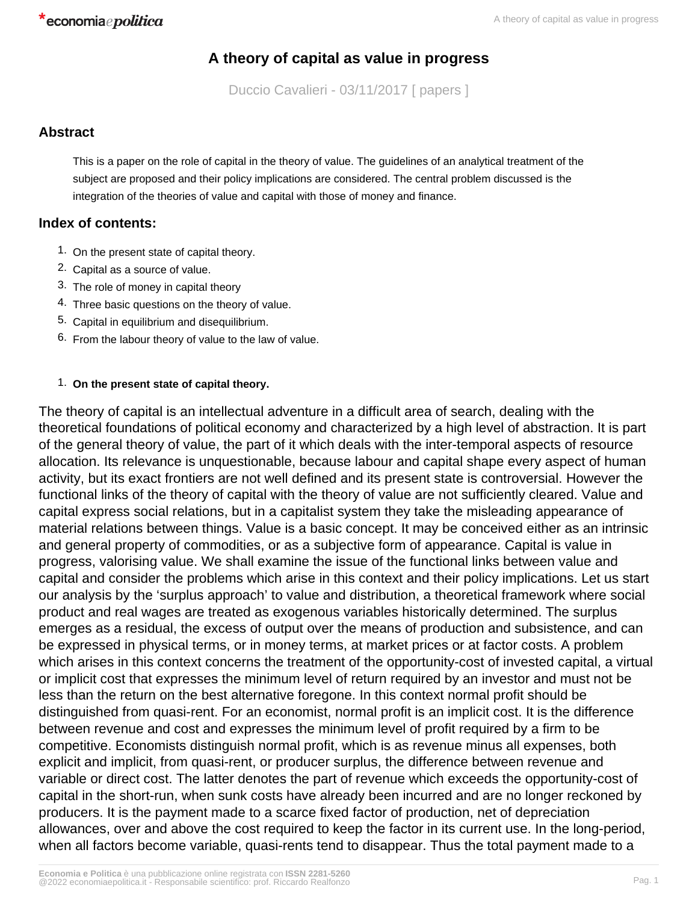# A theory of capital as value in progress

Duccio Cavalieri - 03/11/2017 [ papers ]

## Abstract

This is a paper on the role of capital in the theory of value. The guidelines of an analytical treatment of the subject are proposed and their policy implications are considered. The central problem discussed is the integration of the theories of value and capital with those of money and finance.

## Index of contents:

1. On the present state of capital theory.
2. Capital as a source of value.
3. The role of money in capital theory
4. Three basic questions on the theory of value.
5. Capital in equilibrium and disequilibrium.
6. From the labour theory of value to the law of value.

### 1. On the present state of capital theory.

The theory of capital is an intellectual adventure in a difficult area of search, dealing with the theoretical foundations of political economy and characterized by a high level of abstraction. It is part of the general theory of value, the part of it which deals with the inter-temporal aspects of resource allocation. Its relevance is unquestionable, because labour and capital shape every aspect of human activity, but its exact frontiers are not well defined and its present state is controversial. However the functional links of the theory of capital with the theory of value are not sufficiently cleared. Value and capital express social relations, but in a capitalist system they take the misleading appearance of material relations between things. Value is a basic concept. It may be conceived either as an intrinsic and general property of commodities, or as a subjective form of appearance. Capital is value in progress, valorising value. We shall examine the issue of the functional links between value and capital and consider the problems which arise in this context and their policy implications. Let us start our analysis by the 'surplus approach' to value and distribution, a theoretical framework where social product and real wages are treated as exogenous variables historically determined. The surplus emerges as a residual, the excess of output over the means of production and subsistence, and can be expressed in physical terms, or in money terms, at market prices or at factor costs. A problem which arises in this context concerns the treatment of the opportunity-cost of invested capital, a virtual or implicit cost that expresses the minimum level of return required by an investor and must not be less than the return on the best alternative foregone. In this context normal profit should be distinguished from quasi-rent. For an economist, normal profit is an implicit cost. It is the difference between revenue and cost and expresses the minimum level of profit required by a firm to be competitive. Economists distinguish normal profit, which is as revenue minus all expenses, both explicit and implicit, from quasi-rent, or producer surplus, the difference between revenue and variable or direct cost. The latter denotes the part of revenue which exceeds the opportunity-cost of capital in the short-run, when sunk costs have already been incurred and are no longer reckoned by producers. It is the payment made to a scarce fixed factor of production, net of depreciation allowances, over and above the cost required to keep the factor in its current use. In the long-period, when all factors become variable, quasi-rents tend to disappear. Thus the total payment made to a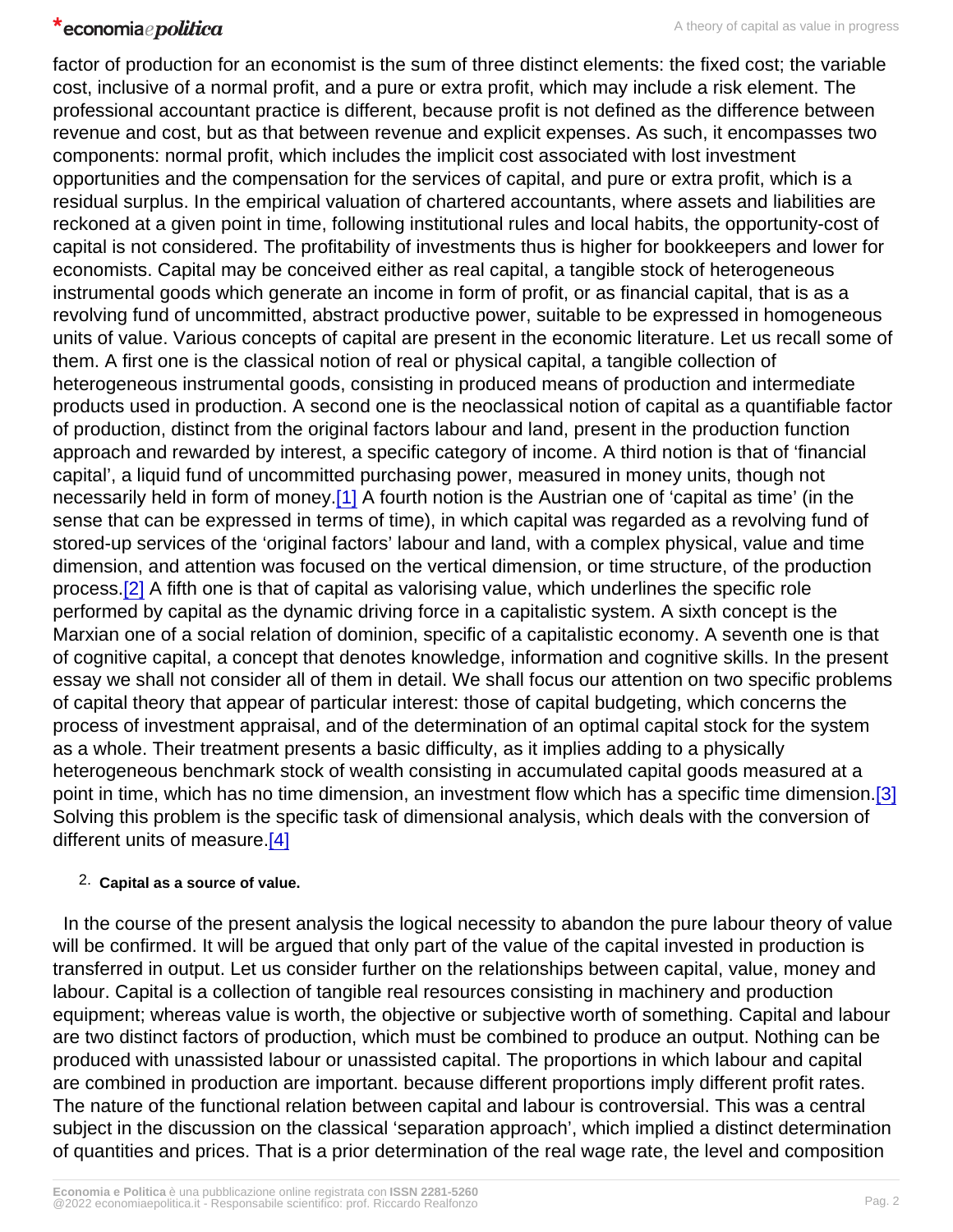factor of production for an economist is the sum of three distinct elements: the fixed cost; the variable cost, inclusive of a normal profit, and a pure or extra profit, which may include a risk element. The professional accountant practice is different, because profit is not defined as the difference between revenue and cost, but as that between revenue and explicit expenses. As such, it encompasses two components: normal profit, which includes the implicit cost associated with lost investment opportunities and the compensation for the services of capital, and pure or extra profit, which is a residual surplus. In the empirical valuation of chartered accountants, where assets and liabilities are reckoned at a given point in time, following institutional rules and local habits, the opportunity-cost of capital is not considered. The profitability of investments thus is higher for bookkeepers and lower for economists. Capital may be conceived either as real capital, a tangible stock of heterogeneous instrumental goods which generate an income in form of profit, or as financial capital, that is as a revolving fund of uncommitted, abstract productive power, suitable to be expressed in homogeneous units of value. Various concepts of capital are present in the economic literature. Let us recall some of them. A first one is the classical notion of real or physical capital, a tangible collection of heterogeneous instrumental goods, consisting in produced means of production and intermediate products used in production. A second one is the neoclassical notion of capital as a quantifiable factor of production, distinct from the original factors labour and land, present in the production function approach and rewarded by interest, a specific category of income. A third notion is that of 'financial capital', a liquid fund of uncommitted purchasing power, measured in money units, though not necessarily held in form of money.[1] A fourth notion is the Austrian one of 'capital as time' (in the sense that can be expressed in terms of time), in which capital was regarded as a revolving fund of stored-up services of the 'original factors' labour and land, with a complex physical, value and time dimension, and attention was focused on the vertical dimension, or time structure, of the production process.[2] A fifth one is that of capital as valorising value, which underlines the specific role performed by capital as the dynamic driving force in a capitalistic system. A sixth concept is the Marxian one of a social relation of dominion, specific of a capitalistic economy. A seventh one is that of cognitive capital, a concept that denotes knowledge, information and cognitive skills. In the present essay we shall not consider all of them in detail. We shall focus our attention on two specific problems of capital theory that appear of particular interest: those of capital budgeting, which concerns the process of investment appraisal, and of the determination of an optimal capital stock for the system as a whole. Their treatment presents a basic difficulty, as it implies adding to a physically heterogeneous benchmark stock of wealth consisting in accumulated capital goods measured at a point in time, which has no time dimension, an investment flow which has a specific time dimension.[3] Solving this problem is the specific task of dimensional analysis, which deals with the conversion of different units of measure.[4]

## 2. Capital as a source of value.

In the course of the present analysis the logical necessity to abandon the pure labour theory of value will be confirmed. It will be argued that only part of the value of the capital invested in production is transferred in output. Let us consider further on the relationships between capital, value, money and labour. Capital is a collection of tangible real resources consisting in machinery and production equipment; whereas value is worth, the objective or subjective worth of something. Capital and labour are two distinct factors of production, which must be combined to produce an output. Nothing can be produced with unassisted labour or unassisted capital. The proportions in which labour and capital are combined in production are important. because different proportions imply different profit rates. The nature of the functional relation between capital and labour is controversial. This was a central subject in the discussion on the classical 'separation approach', which implied a distinct determination of quantities and prices. That is a prior determination of the real wage rate, the level and composition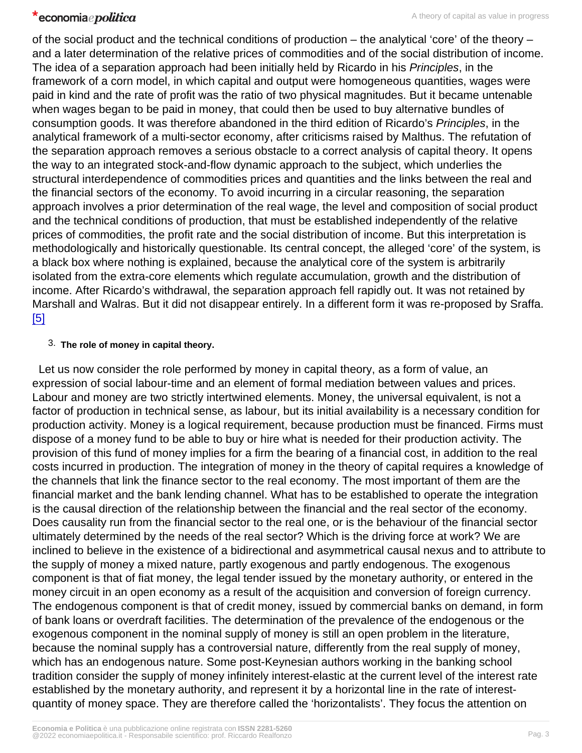of the social product and the technical conditions of production – the analytical 'core' of the theory – and a later determination of the relative prices of commodities and of the social distribution of income. The idea of a separation approach had been initially held by Ricardo in his *Principles*, in the framework of a corn model, in which capital and output were homogeneous quantities, wages were paid in kind and the rate of profit was the ratio of two physical magnitudes. But it became untenable when wages began to be paid in money, that could then be used to buy alternative bundles of consumption goods. It was therefore abandoned in the third edition of Ricardo's *Principles*, in the analytical framework of a multi-sector economy, after criticisms raised by Malthus. The refutation of the separation approach removes a serious obstacle to a correct analysis of capital theory. It opens the way to an integrated stock-and-flow dynamic approach to the subject, which underlies the structural interdependence of commodities prices and quantities and the links between the real and the financial sectors of the economy. To avoid incurring in a circular reasoning, the separation approach involves a prior determination of the real wage, the level and composition of social product and the technical conditions of production, that must be established independently of the relative prices of commodities, the profit rate and the social distribution of income. But this interpretation is methodologically and historically questionable. Its central concept, the alleged 'core' of the system, is a black box where nothing is explained, because the analytical core of the system is arbitrarily isolated from the extra-core elements which regulate accumulation, growth and the distribution of income. After Ricardo's withdrawal, the separation approach fell rapidly out. It was not retained by Marshall and Walras. But it did not disappear entirely. In a different form it was re-proposed by Sraffa. [5]

### 3. The role of money in capital theory.

Let us now consider the role performed by money in capital theory, as a form of value, an expression of social labour-time and an element of formal mediation between values and prices. Labour and money are two strictly intertwined elements. Money, the universal equivalent, is not a factor of production in technical sense, as labour, but its initial availability is a necessary condition for production activity. Money is a logical requirement, because production must be financed. Firms must dispose of a money fund to be able to buy or hire what is needed for their production activity. The provision of this fund of money implies for a firm the bearing of a financial cost, in addition to the real costs incurred in production. The integration of money in the theory of capital requires a knowledge of the channels that link the finance sector to the real economy. The most important of them are the financial market and the bank lending channel. What has to be established to operate the integration is the causal direction of the relationship between the financial and the real sector of the economy. Does causality run from the financial sector to the real one, or is the behaviour of the financial sector ultimately determined by the needs of the real sector? Which is the driving force at work? We are inclined to believe in the existence of a bidirectional and asymmetrical causal nexus and to attribute to the supply of money a mixed nature, partly exogenous and partly endogenous. The exogenous component is that of fiat money, the legal tender issued by the monetary authority, or entered in the money circuit in an open economy as a result of the acquisition and conversion of foreign currency. The endogenous component is that of credit money, issued by commercial banks on demand, in form of bank loans or overdraft facilities. The determination of the prevalence of the endogenous or the exogenous component in the nominal supply of money is still an open problem in the literature, because the nominal supply has a controversial nature, differently from the real supply of money, which has an endogenous nature. Some post-Keynesian authors working in the banking school tradition consider the supply of money infinitely interest-elastic at the current level of the interest rate established by the monetary authority, and represent it by a horizontal line in the rate of interest-quantity of money space. They are therefore called the 'horizontalists'. They focus the attention on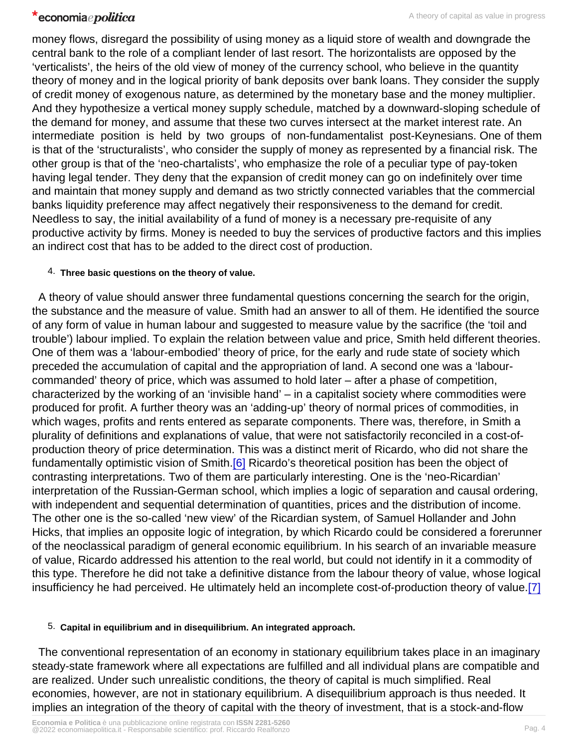money flows, disregard the possibility of using money as a liquid store of wealth and downgrade the central bank to the role of a compliant lender of last resort. The horizontalists are opposed by the 'verticalists', the heirs of the old view of money of the currency school, who believe in the quantity theory of money and in the logical priority of bank deposits over bank loans. They consider the supply of credit money of exogenous nature, as determined by the monetary base and the money multiplier. And they hypothesize a vertical money supply schedule, matched by a downward-sloping schedule of the demand for money, and assume that these two curves intersect at the market interest rate. An intermediate position is held by two groups of non-fundamentalist post-Keynesians. One of them is that of the 'structuralists', who consider the supply of money as represented by a financial risk. The other group is that of the 'neo-chartalists', who emphasize the role of a peculiar type of pay-token having legal tender. They deny that the expansion of credit money can go on indefinitely over time and maintain that money supply and demand as two strictly connected variables that the commercial banks liquidity preference may affect negatively their responsiveness to the demand for credit. Needless to say, the initial availability of a fund of money is a necessary pre-requisite of any productive activity by firms. Money is needed to buy the services of productive factors and this implies an indirect cost that has to be added to the direct cost of production.

### 4. Three basic questions on the theory of value.

A theory of value should answer three fundamental questions concerning the search for the origin, the substance and the measure of value. Smith had an answer to all of them. He identified the source of any form of value in human labour and suggested to measure value by the sacrifice (the 'toil and trouble') labour implied. To explain the relation between value and price, Smith held different theories. One of them was a 'labour-embodied' theory of price, for the early and rude state of society which preceded the accumulation of capital and the appropriation of land. A second one was a 'labour-commanded' theory of price, which was assumed to hold later – after a phase of competition, characterized by the working of an 'invisible hand' – in a capitalist society where commodities were produced for profit. A further theory was an 'adding-up' theory of normal prices of commodities, in which wages, profits and rents entered as separate components. There was, therefore, in Smith a plurality of definitions and explanations of value, that were not satisfactorily reconciled in a cost-of-production theory of price determination. This was a distinct merit of Ricardo, who did not share the fundamentally optimistic vision of Smith.[6] Ricardo's theoretical position has been the object of contrasting interpretations. Two of them are particularly interesting. One is the 'neo-Ricardian' interpretation of the Russian-German school, which implies a logic of separation and causal ordering, with independent and sequential determination of quantities, prices and the distribution of income. The other one is the so-called 'new view' of the Ricardian system, of Samuel Hollander and John Hicks, that implies an opposite logic of integration, by which Ricardo could be considered a forerunner of the neoclassical paradigm of general economic equilibrium. In his search of an invariable measure of value, Ricardo addressed his attention to the real world, but could not identify in it a commodity of this type. Therefore he did not take a definitive distance from the labour theory of value, whose logical insufficiency he had perceived. He ultimately held an incomplete cost-of-production theory of value.[7]

### 5. Capital in equilibrium and in disequilibrium. An integrated approach.

The conventional representation of an economy in stationary equilibrium takes place in an imaginary steady-state framework where all expectations are fulfilled and all individual plans are compatible and are realized. Under such unrealistic conditions, the theory of capital is much simplified. Real economies, however, are not in stationary equilibrium. A disequilibrium approach is thus needed. It implies an integration of the theory of capital with the theory of investment, that is a stock-and-flow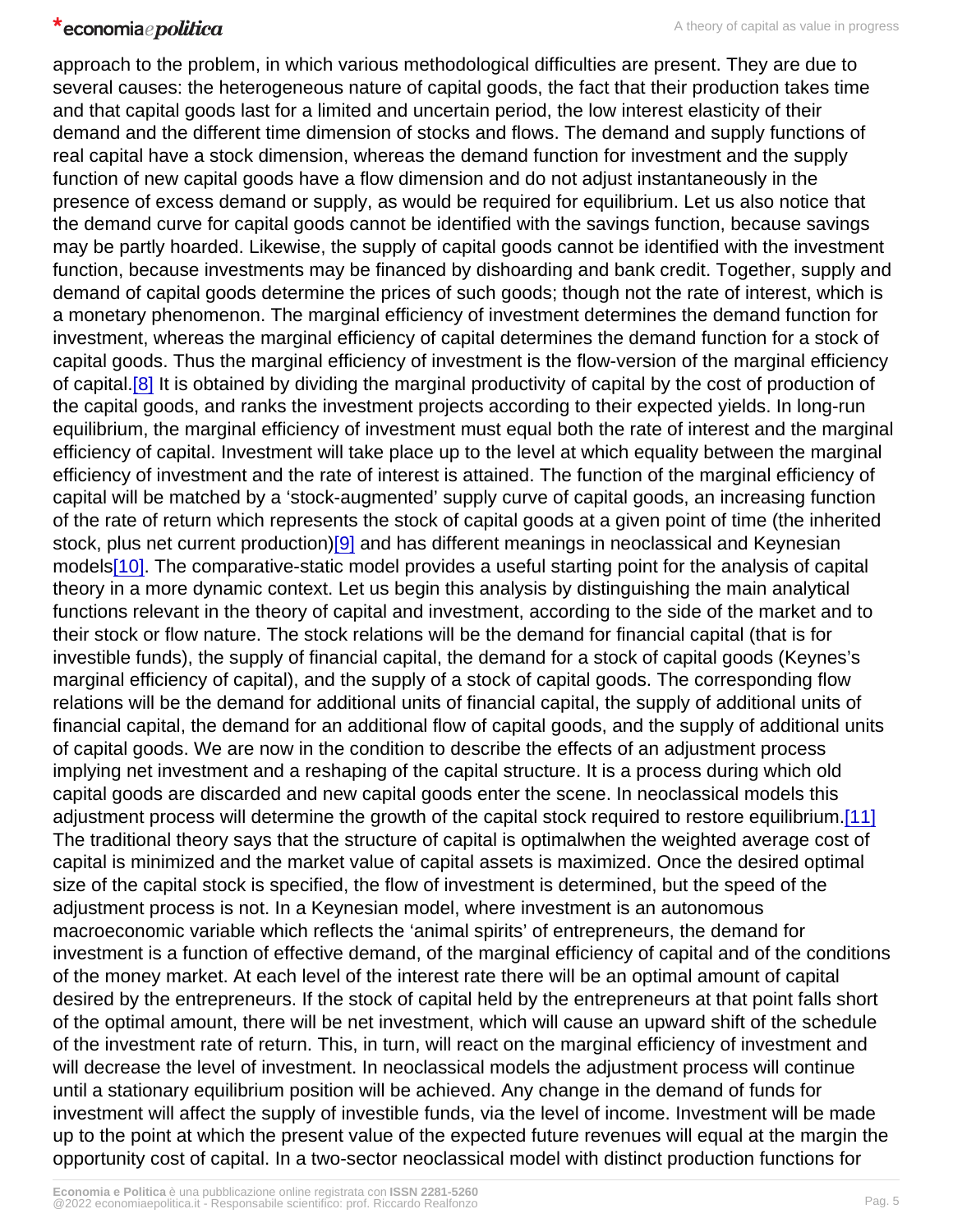approach to the problem, in which various methodological difficulties are present. They are due to several causes: the heterogeneous nature of capital goods, the fact that their production takes time and that capital goods last for a limited and uncertain period, the low interest elasticity of their demand and the different time dimension of stocks and flows. The demand and supply functions of real capital have a stock dimension, whereas the demand function for investment and the supply function of new capital goods have a flow dimension and do not adjust instantaneously in the presence of excess demand or supply, as would be required for equilibrium. Let us also notice that the demand curve for capital goods cannot be identified with the savings function, because savings may be partly hoarded. Likewise, the supply of capital goods cannot be identified with the investment function, because investments may be financed by dishoarding and bank credit. Together, supply and demand of capital goods determine the prices of such goods; though not the rate of interest, which is a monetary phenomenon. The marginal efficiency of investment determines the demand function for investment, whereas the marginal efficiency of capital determines the demand function for a stock of capital goods. Thus the marginal efficiency of investment is the flow-version of the marginal efficiency of capital.[8] It is obtained by dividing the marginal productivity of capital by the cost of production of the capital goods, and ranks the investment projects according to their expected yields. In long-run equilibrium, the marginal efficiency of investment must equal both the rate of interest and the marginal efficiency of capital. Investment will take place up to the level at which equality between the marginal efficiency of investment and the rate of interest is attained. The function of the marginal efficiency of capital will be matched by a 'stock-augmented' supply curve of capital goods, an increasing function of the rate of return which represents the stock of capital goods at a given point of time (the inherited stock, plus net current production)[9] and has different meanings in neoclassical and Keynesian models[10]. The comparative-static model provides a useful starting point for the analysis of capital theory in a more dynamic context. Let us begin this analysis by distinguishing the main analytical functions relevant in the theory of capital and investment, according to the side of the market and to their stock or flow nature. The stock relations will be the demand for financial capital (that is for investible funds), the supply of financial capital, the demand for a stock of capital goods (Keynes's marginal efficiency of capital), and the supply of a stock of capital goods. The corresponding flow relations will be the demand for additional units of financial capital, the supply of additional units of financial capital, the demand for an additional flow of capital goods, and the supply of additional units of capital goods. We are now in the condition to describe the effects of an adjustment process implying net investment and a reshaping of the capital structure. It is a process during which old capital goods are discarded and new capital goods enter the scene. In neoclassical models this adjustment process will determine the growth of the capital stock required to restore equilibrium.[11] The traditional theory says that the structure of capital is optimalwhen the weighted average cost of capital is minimized and the market value of capital assets is maximized. Once the desired optimal size of the capital stock is specified, the flow of investment is determined, but the speed of the adjustment process is not. In a Keynesian model, where investment is an autonomous macroeconomic variable which reflects the 'animal spirits' of entrepreneurs, the demand for investment is a function of effective demand, of the marginal efficiency of capital and of the conditions of the money market. At each level of the interest rate there will be an optimal amount of capital desired by the entrepreneurs. If the stock of capital held by the entrepreneurs at that point falls short of the optimal amount, there will be net investment, which will cause an upward shift of the schedule of the investment rate of return. This, in turn, will react on the marginal efficiency of investment and will decrease the level of investment. In neoclassical models the adjustment process will continue until a stationary equilibrium position will be achieved. Any change in the demand of funds for investment will affect the supply of investible funds, via the level of income. Investment will be made up to the point at which the present value of the expected future revenues will equal at the margin the opportunity cost of capital. In a two-sector neoclassical model with distinct production functions for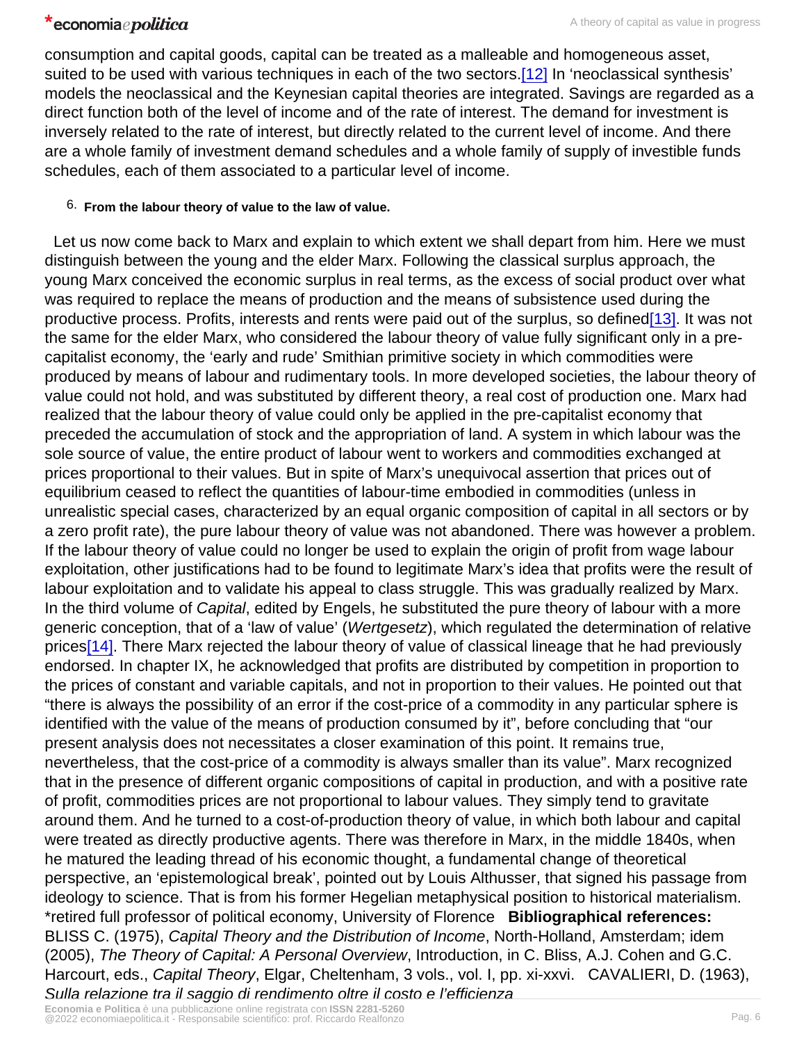consumption and capital goods, capital can be treated as a malleable and homogeneous asset, suited to be used with various techniques in each of the two sectors.[12] In 'neoclassical synthesis' models the neoclassical and the Keynesian capital theories are integrated. Savings are regarded as a direct function both of the level of income and of the rate of interest. The demand for investment is inversely related to the rate of interest, but directly related to the current level of income. And there are a whole family of investment demand schedules and a whole family of supply of investible funds schedules, each of them associated to a particular level of income.

## 6. From the labour theory of value to the law of value.

Let us now come back to Marx and explain to which extent we shall depart from him. Here we must distinguish between the young and the elder Marx. Following the classical surplus approach, the young Marx conceived the economic surplus in real terms, as the excess of social product over what was required to replace the means of production and the means of subsistence used during the productive process. Profits, interests and rents were paid out of the surplus, so defined[13]. It was not the same for the elder Marx, who considered the labour theory of value fully significant only in a pre-capitalist economy, the 'early and rude' Smithian primitive society in which commodities were produced by means of labour and rudimentary tools. In more developed societies, the labour theory of value could not hold, and was substituted by different theory, a real cost of production one. Marx had realized that the labour theory of value could only be applied in the pre-capitalist economy that preceded the accumulation of stock and the appropriation of land. A system in which labour was the sole source of value, the entire product of labour went to workers and commodities exchanged at prices proportional to their values. But in spite of Marx's unequivocal assertion that prices out of equilibrium ceased to reflect the quantities of labour-time embodied in commodities (unless in unrealistic special cases, characterized by an equal organic composition of capital in all sectors or by a zero profit rate), the pure labour theory of value was not abandoned. There was however a problem. If the labour theory of value could no longer be used to explain the origin of profit from wage labour exploitation, other justifications had to be found to legitimate Marx's idea that profits were the result of labour exploitation and to validate his appeal to class struggle. This was gradually realized by Marx. In the third volume of *Capital*, edited by Engels, he substituted the pure theory of labour with a more generic conception, that of a 'law of value' (*Wertgesetz*), which regulated the determination of relative prices[14]. There Marx rejected the labour theory of value of classical lineage that he had previously endorsed. In chapter IX, he acknowledged that profits are distributed by competition in proportion to the prices of constant and variable capitals, and not in proportion to their values. He pointed out that "there is always the possibility of an error if the cost-price of a commodity in any particular sphere is identified with the value of the means of production consumed by it", before concluding that "our present analysis does not necessitates a closer examination of this point. It remains true, nevertheless, that the cost-price of a commodity is always smaller than its value". Marx recognized that in the presence of different organic compositions of capital in production, and with a positive rate of profit, commodities prices are not proportional to labour values. They simply tend to gravitate around them. And he turned to a cost-of-production theory of value, in which both labour and capital were treated as directly productive agents. There was therefore in Marx, in the middle 1840s, when he matured the leading thread of his economic thought, a fundamental change of theoretical perspective, an 'epistemological break', pointed out by Louis Althusser, that signed his passage from ideology to science. That is from his former Hegelian metaphysical position to historical materialism.

*retired full professor of political economy, University of Florence

**Bibliographical references:**

BLISS C. (1975), *Capital Theory and the Distribution of Income*, North-Holland, Amsterdam; idem (2005), *The Theory of Capital: A Personal Overview*, Introduction, in C. Bliss, A.J. Cohen and G.C. Harcourt, eds., *Capital Theory*, Elgar, Cheltenham, 3 vols., vol. I, pp. xi-xxvi.

CAVALIERI, D. (1963), *Sulla relazione tra il saggio di rendimento oltre il costo e l'efficienza*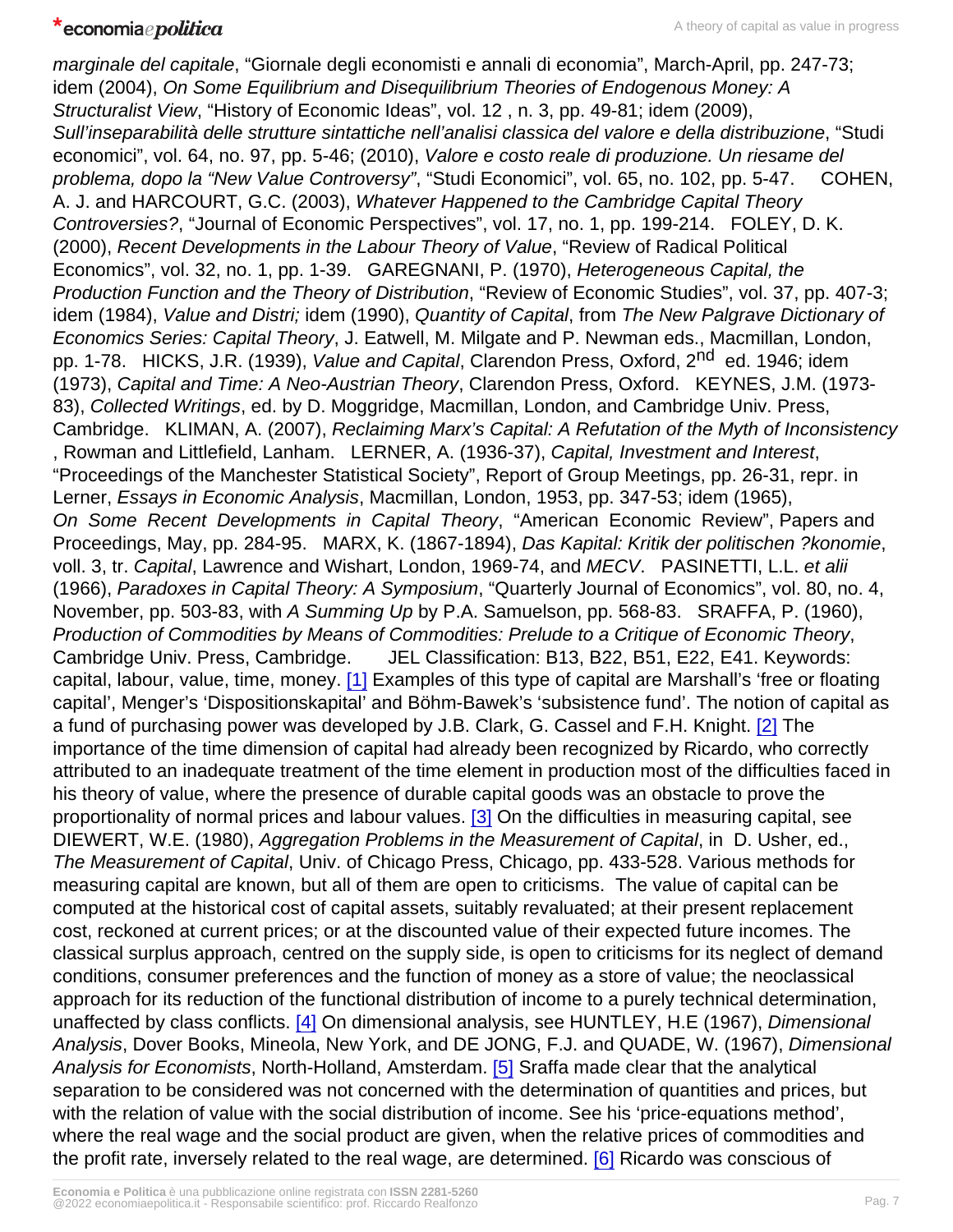*marginale del capitale*, “Giornale degli economisti e annali di economia”, March-April, pp. 247-73; idem (2004), *On Some Equilibrium and Disequilibrium Theories of Endogenous Money: A Structuralist View*, “History of Economic Ideas”, vol. 12 , n. 3, pp. 49-81; idem (2009), *Sull’inseparabilità delle strutture sintattiche nell’analisi classica del valore e della distribuzione*, “Studi economici”, vol. 64, no. 97, pp. 5-46; (2010), *Valore e costo reale di produzione. Un riesame del problema, dopo la “New Value Controversy”*, “Studi Economici”, vol. 65, no. 102, pp. 5-47. COHEN, A. J. and HARCOURT, G.C. (2003), *Whatever Happened to the Cambridge Capital Theory Controversies?*, “Journal of Economic Perspectives”, vol. 17, no. 1, pp. 199-214. FOLEY, D. K. (2000), *Recent Developments in the Labour Theory of Value*, “Review of Radical Political Economics”, vol. 32, no. 1, pp. 1-39. GAREGNANI, P. (1970), *Heterogeneous Capital, the Production Function and the Theory of Distribution*, “Review of Economic Studies”, vol. 37, pp. 407-3; idem (1984), *Value and Distri;* idem (1990), *Quantity of Capital*, from *The New Palgrave Dictionary of Economics Series: Capital Theory*, J. Eatwell, M. Milgate and P. Newman eds., Macmillan, London, pp. 1-78. HICKS, J.R. (1939), *Value and Capital*, Clarendon Press, Oxford, 2nd ed. 1946; idem (1973), *Capital and Time: A Neo-Austrian Theory*, Clarendon Press, Oxford. KEYNES, J.M. (1973-83), *Collected Writings*, ed. by D. Moggridge, Macmillan, London, and Cambridge Univ. Press, Cambridge. KLIMAN, A. (2007), *Reclaiming Marx’s Capital: A Refutation of the Myth of Inconsistency* , Rowman and Littlefield, Lanham. LERNER, A. (1936-37), *Capital, Investment and Interest*, “Proceedings of the Manchester Statistical Society”, Report of Group Meetings, pp. 26-31, repr. in Lerner, *Essays in Economic Analysis*, Macmillan, London, 1953, pp. 347-53; idem (1965), *On Some Recent Developments in Capital Theory*, “American Economic Review”, Papers and Proceedings, May, pp. 284-95. MARX, K. (1867-1894), *Das Kapital: Kritik der politischen ?konomie*, voll. 3, tr. *Capital*, Lawrence and Wishart, London, 1969-74, and *MECV*. PASINETTI, L.L. *et alii* (1966), *Paradoxes in Capital Theory: A Symposium*, “Quarterly Journal of Economics”, vol. 80, no. 4, November, pp. 503-83, with *A Summing Up* by P.A. Samuelson, pp. 568-83. SRAFFA, P. (1960), *Production of Commodities by Means of Commodities: Prelude to a Critique of Economic Theory*, Cambridge Univ. Press, Cambridge. JEL Classification: B13, B22, B51, E22, E41. Keywords: capital, labour, value, time, money. [1] Examples of this type of capital are Marshall’s ‘free or floating capital’, Menger’s ‘Dispositionskapital’ and Böhm-Bawek’s ‘subsistence fund’. The notion of capital as a fund of purchasing power was developed by J.B. Clark, G. Cassel and F.H. Knight. [2] The importance of the time dimension of capital had already been recognized by Ricardo, who correctly attributed to an inadequate treatment of the time element in production most of the difficulties faced in his theory of value, where the presence of durable capital goods was an obstacle to prove the proportionality of normal prices and labour values. [3] On the difficulties in measuring capital, see DIEWERT, W.E. (1980), *Aggregation Problems in the Measurement of Capital*, in D. Usher, ed., *The Measurement of Capital*, Univ. of Chicago Press, Chicago, pp. 433-528. Various methods for measuring capital are known, but all of them are open to criticisms. The value of capital can be computed at the historical cost of capital assets, suitably revaluated; at their present replacement cost, reckoned at current prices; or at the discounted value of their expected future incomes. The classical surplus approach, centred on the supply side, is open to criticisms for its neglect of demand conditions, consumer preferences and the function of money as a store of value; the neoclassical approach for its reduction of the functional distribution of income to a purely technical determination, unaffected by class conflicts. [4] On dimensional analysis, see HUNTLEY, H.E (1967), *Dimensional Analysis*, Dover Books, Mineola, New York, and DE JONG, F.J. and QUADE, W. (1967), *Dimensional Analysis for Economists*, North-Holland, Amsterdam. [5] Sraffa made clear that the analytical separation to be considered was not concerned with the determination of quantities and prices, but with the relation of value with the social distribution of income. See his ‘price-equations method’, where the real wage and the social product are given, when the relative prices of commodities and the profit rate, inversely related to the real wage, are determined. [6] Ricardo was conscious of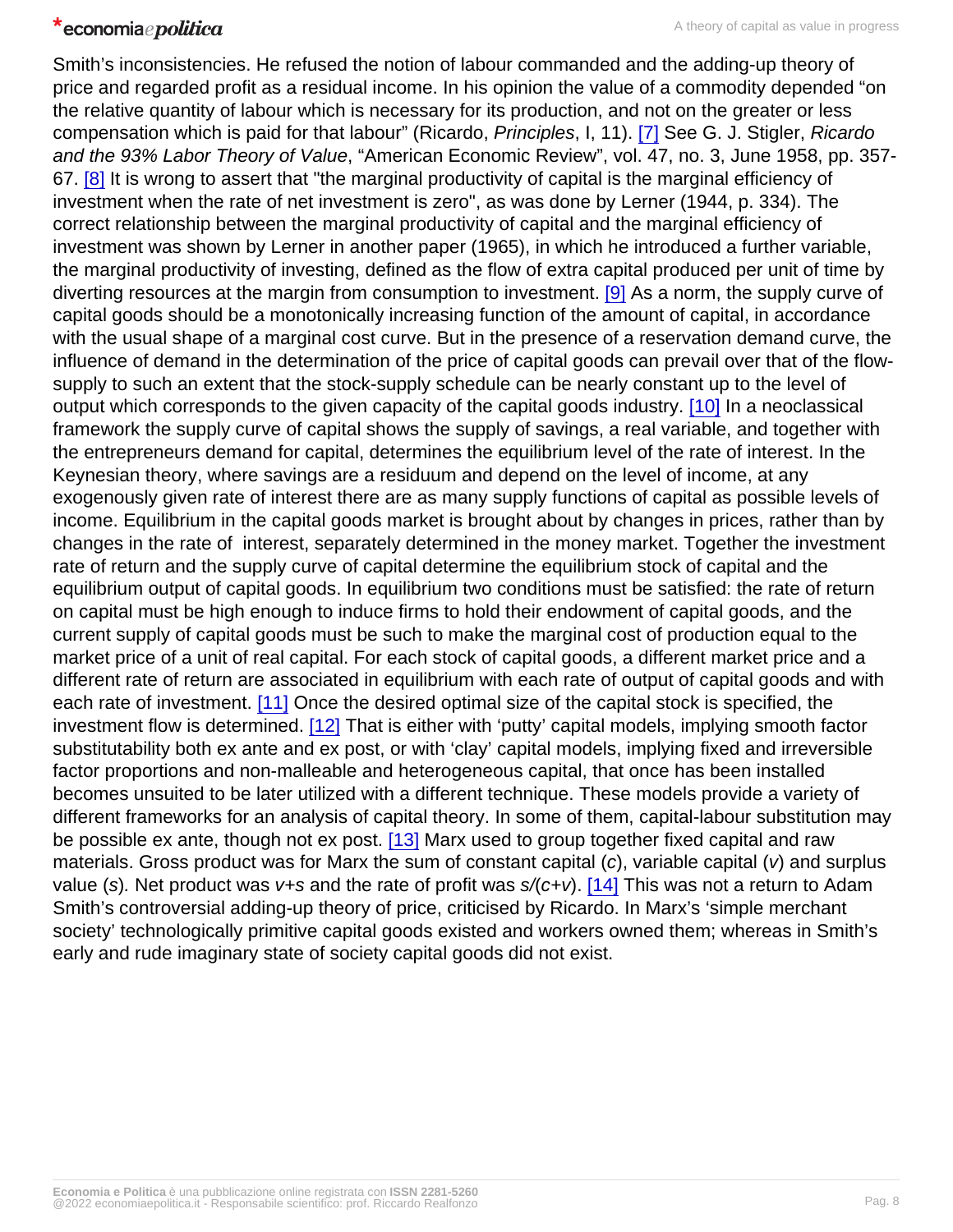Smith's inconsistencies. He refused the notion of labour commanded and the adding-up theory of price and regarded profit as a residual income. In his opinion the value of a commodity depended "on the relative quantity of labour which is necessary for its production, and not on the greater or less compensation which is paid for that labour" (Ricardo, *Principles*, I, 11). [7] See G. J. Stigler, *Ricardo and the 93% Labor Theory of Value*, "American Economic Review", vol. 47, no. 3, June 1958, pp. 357-67. [8] It is wrong to assert that "the marginal productivity of capital is the marginal efficiency of investment when the rate of net investment is zero", as was done by Lerner (1944, p. 334). The correct relationship between the marginal productivity of capital and the marginal efficiency of investment was shown by Lerner in another paper (1965), in which he introduced a further variable, the marginal productivity of investing, defined as the flow of extra capital produced per unit of time by diverting resources at the margin from consumption to investment. [9] As a norm, the supply curve of capital goods should be a monotonically increasing function of the amount of capital, in accordance with the usual shape of a marginal cost curve. But in the presence of a reservation demand curve, the influence of demand in the determination of the price of capital goods can prevail over that of the flow-supply to such an extent that the stock-supply schedule can be nearly constant up to the level of output which corresponds to the given capacity of the capital goods industry. [10] In a neoclassical framework the supply curve of capital shows the supply of savings, a real variable, and together with the entrepreneurs demand for capital, determines the equilibrium level of the rate of interest. In the Keynesian theory, where savings are a residuum and depend on the level of income, at any exogenously given rate of interest there are as many supply functions of capital as possible levels of income. Equilibrium in the capital goods market is brought about by changes in prices, rather than by changes in the rate of interest, separately determined in the money market. Together the investment rate of return and the supply curve of capital determine the equilibrium stock of capital and the equilibrium output of capital goods. In equilibrium two conditions must be satisfied: the rate of return on capital must be high enough to induce firms to hold their endowment of capital goods, and the current supply of capital goods must be such to make the marginal cost of production equal to the market price of a unit of real capital. For each stock of capital goods, a different market price and a different rate of return are associated in equilibrium with each rate of output of capital goods and with each rate of investment. [11] Once the desired optimal size of the capital stock is specified, the investment flow is determined. [12] That is either with 'putty' capital models, implying smooth factor substitutability both ex ante and ex post, or with 'clay' capital models, implying fixed and irreversible factor proportions and non-malleable and heterogeneous capital, that once has been installed becomes unsuited to be later utilized with a different technique. These models provide a variety of different frameworks for an analysis of capital theory. In some of them, capital-labour substitution may be possible ex ante, though not ex post. [13] Marx used to group together fixed capital and raw materials. Gross product was for Marx the sum of constant capital ($c$), variable capital ($v$) and surplus value ($s$). Net product was $v+s$ and the rate of profit was $s/(c+v)$. [14] This was not a return to Adam Smith's controversial adding-up theory of price, criticised by Ricardo. In Marx's 'simple merchant society' technologically primitive capital goods existed and workers owned them; whereas in Smith's early and rude imaginary state of society capital goods did not exist.